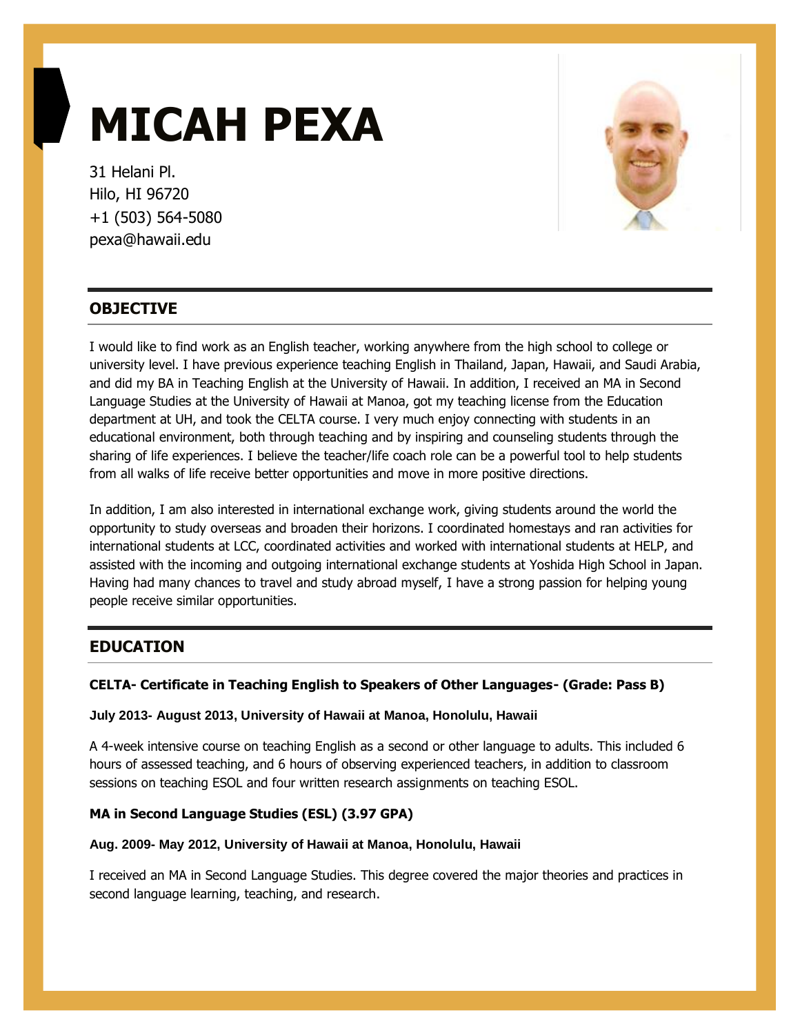# MICAH PEXA

31 Helani Pl.
Hilo, HI 96720
+1 (503) 564-5080
pexa@hawaii.edu

## OBJECTIVE

I would like to find work as an English teacher, working anywhere from the high school to college or university level. I have previous experience teaching English in Thailand, Japan, Hawaii, and Saudi Arabia, and did my BA in Teaching English at the University of Hawaii. In addition, I received an MA in Second Language Studies at the University of Hawaii at Manoa, got my teaching license from the Education department at UH, and took the CELTA course. I very much enjoy connecting with students in an educational environment, both through teaching and by inspiring and counseling students through the sharing of life experiences. I believe the teacher/life coach role can be a powerful tool to help students from all walks of life receive better opportunities and move in more positive directions.

In addition, I am also interested in international exchange work, giving students around the world the opportunity to study overseas and broaden their horizons. I coordinated homestays and ran activities for international students at LCC, coordinated activities and worked with international students at HELP, and assisted with the incoming and outgoing international exchange students at Yoshida High School in Japan. Having had many chances to travel and study abroad myself, I have a strong passion for helping young people receive similar opportunities.

## EDUCATION

**CELTA- Certificate in Teaching English to Speakers of Other Languages- (Grade: Pass B)**

**July 2013- August 2013, University of Hawaii at Manoa, Honolulu, Hawaii**

A 4-week intensive course on teaching English as a second or other language to adults. This included 6 hours of assessed teaching, and 6 hours of observing experienced teachers, in addition to classroom sessions on teaching ESOL and four written research assignments on teaching ESOL.

**MA in Second Language Studies (ESL) (3.97 GPA)**

**Aug. 2009- May 2012, University of Hawaii at Manoa, Honolulu, Hawaii**

I received an MA in Second Language Studies. This degree covered the major theories and practices in second language learning, teaching, and research.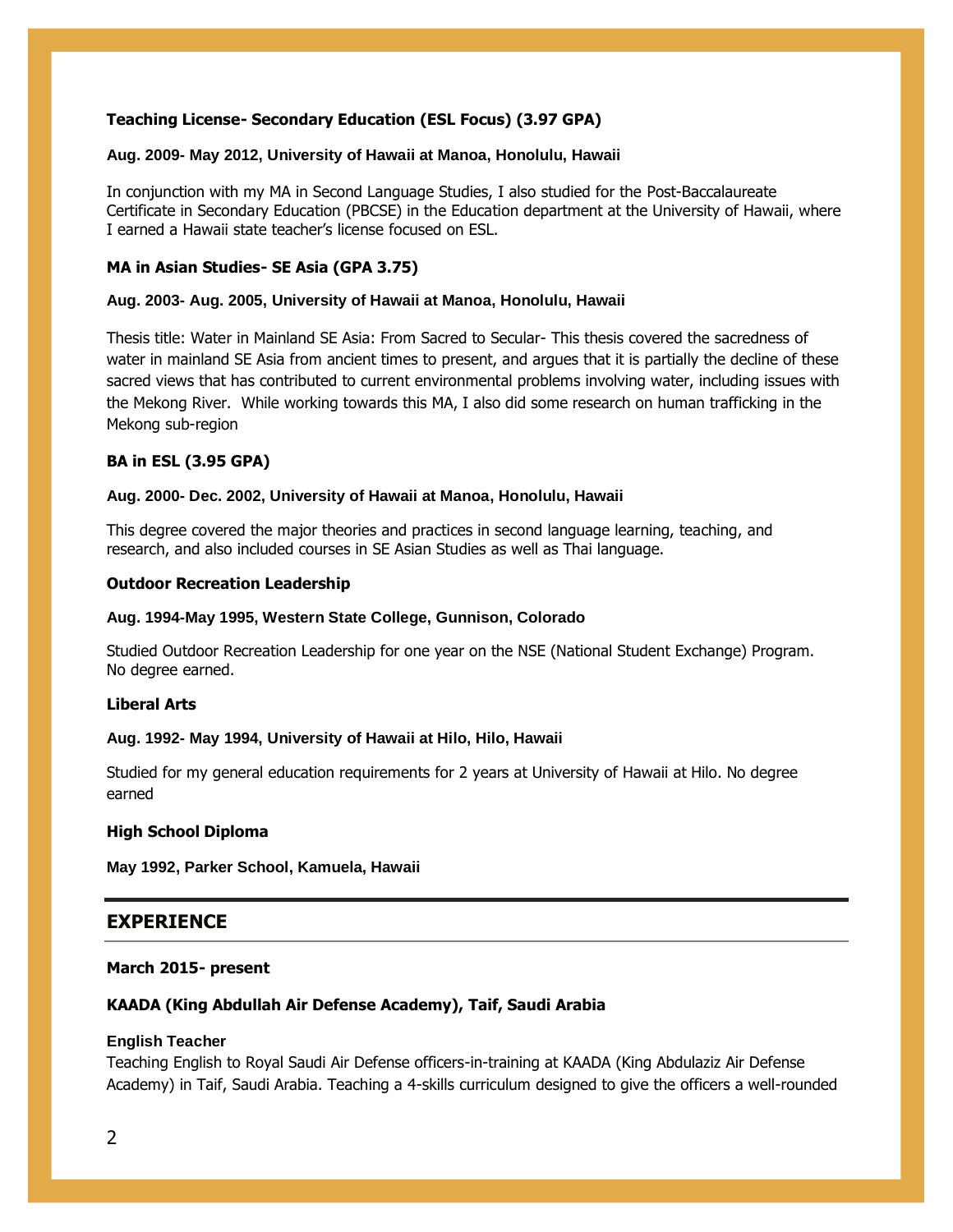**Teaching License- Secondary Education (ESL Focus) (3.97 GPA)**

**Aug. 2009- May 2012, University of Hawaii at Manoa, Honolulu, Hawaii**

In conjunction with my MA in Second Language Studies, I also studied for the Post-Baccalaureate Certificate in Secondary Education (PBCSE) in the Education department at the University of Hawaii, where I earned a Hawaii state teacher's license focused on ESL.

**MA in Asian Studies- SE Asia (GPA 3.75)**

**Aug. 2003- Aug. 2005, University of Hawaii at Manoa, Honolulu, Hawaii**

Thesis title: Water in Mainland SE Asia: From Sacred to Secular- This thesis covered the sacredness of water in mainland SE Asia from ancient times to present, and argues that it is partially the decline of these sacred views that has contributed to current environmental problems involving water, including issues with the Mekong River. While working towards this MA, I also did some research on human trafficking in the Mekong sub-region

**BA in ESL (3.95 GPA)**

**Aug. 2000- Dec. 2002, University of Hawaii at Manoa, Honolulu, Hawaii**

This degree covered the major theories and practices in second language learning, teaching, and research, and also included courses in SE Asian Studies as well as Thai language.

**Outdoor Recreation Leadership**

**Aug. 1994-May 1995, Western State College, Gunnison, Colorado**

Studied Outdoor Recreation Leadership for one year on the NSE (National Student Exchange) Program. No degree earned.

**Liberal Arts**

**Aug. 1992- May 1994, University of Hawaii at Hilo, Hilo, Hawaii**

Studied for my general education requirements for 2 years at University of Hawaii at Hilo. No degree earned

**High School Diploma**

**May 1992, Parker School, Kamuela, Hawaii**

## EXPERIENCE

**March 2015- present**

**KAADA (King Abdullah Air Defense Academy), Taif, Saudi Arabia**

**English Teacher**
Teaching English to Royal Saudi Air Defense officers-in-training at KAADA (King Abdulaziz Air Defense Academy) in Taif, Saudi Arabia. Teaching a 4-skills curriculum designed to give the officers a well-rounded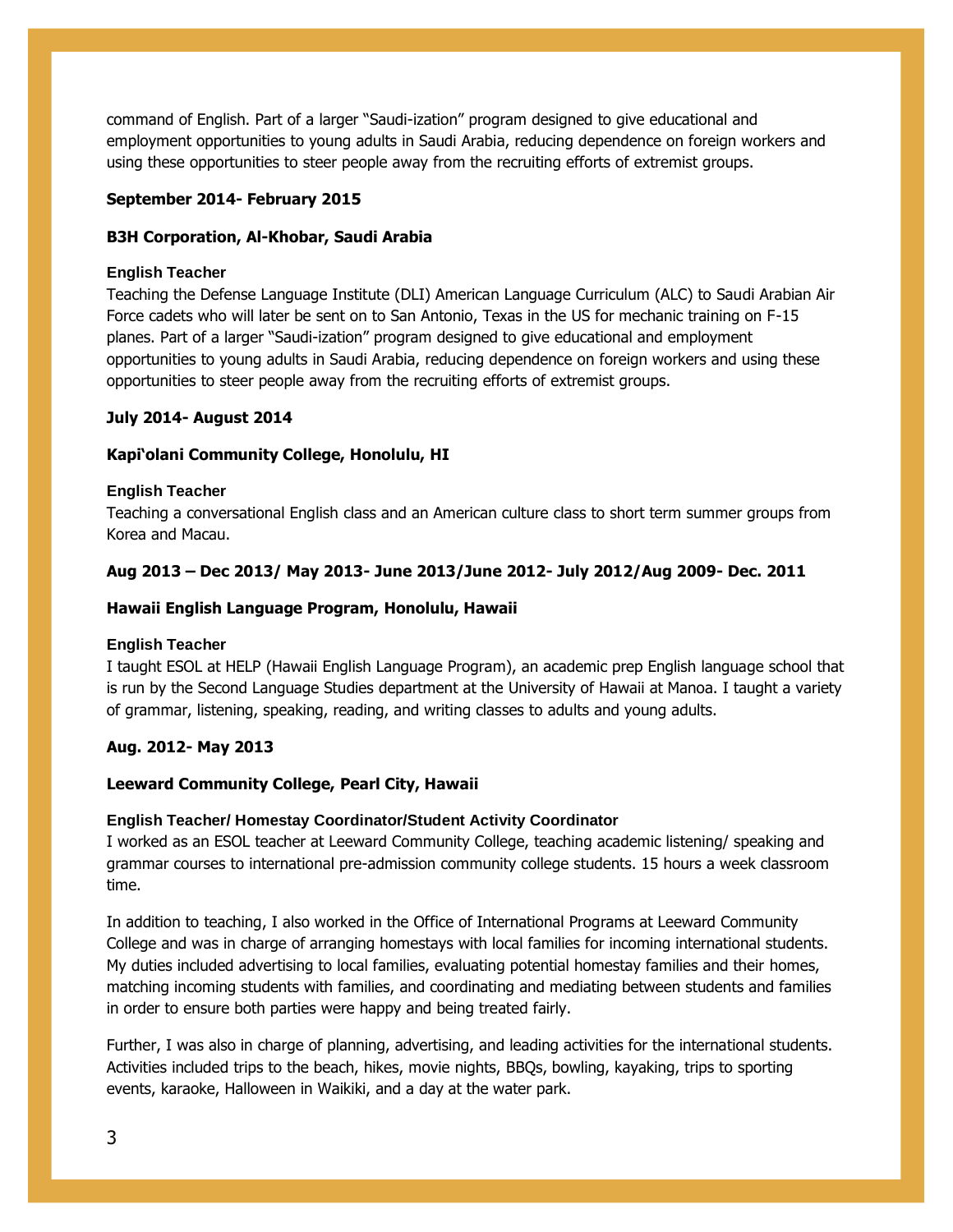command of English. Part of a larger "Saudi-ization" program designed to give educational and employment opportunities to young adults in Saudi Arabia, reducing dependence on foreign workers and using these opportunities to steer people away from the recruiting efforts of extremist groups.

**September 2014- February 2015**

**B3H Corporation, Al-Khobar, Saudi Arabia**

**English Teacher**

Teaching the Defense Language Institute (DLI) American Language Curriculum (ALC) to Saudi Arabian Air Force cadets who will later be sent on to San Antonio, Texas in the US for mechanic training on F-15 planes. Part of a larger "Saudi-ization" program designed to give educational and employment opportunities to young adults in Saudi Arabia, reducing dependence on foreign workers and using these opportunities to steer people away from the recruiting efforts of extremist groups.

**July 2014- August 2014**

**Kapi'olani Community College, Honolulu, HI**

**English Teacher**

Teaching a conversational English class and an American culture class to short term summer groups from Korea and Macau.

**Aug 2013 – Dec 2013/ May 2013- June 2013/June 2012- July 2012/Aug 2009- Dec. 2011**

**Hawaii English Language Program, Honolulu, Hawaii**

**English Teacher**

I taught ESOL at HELP (Hawaii English Language Program), an academic prep English language school that is run by the Second Language Studies department at the University of Hawaii at Manoa. I taught a variety of grammar, listening, speaking, reading, and writing classes to adults and young adults.

**Aug. 2012- May 2013**

**Leeward Community College, Pearl City, Hawaii**

**English Teacher/ Homestay Coordinator/Student Activity Coordinator**

I worked as an ESOL teacher at Leeward Community College, teaching academic listening/ speaking and grammar courses to international pre-admission community college students. 15 hours a week classroom time.

In addition to teaching, I also worked in the Office of International Programs at Leeward Community College and was in charge of arranging homestays with local families for incoming international students. My duties included advertising to local families, evaluating potential homestay families and their homes, matching incoming students with families, and coordinating and mediating between students and families in order to ensure both parties were happy and being treated fairly.

Further, I was also in charge of planning, advertising, and leading activities for the international students. Activities included trips to the beach, hikes, movie nights, BBQs, bowling, kayaking, trips to sporting events, karaoke, Halloween in Waikiki, and a day at the water park.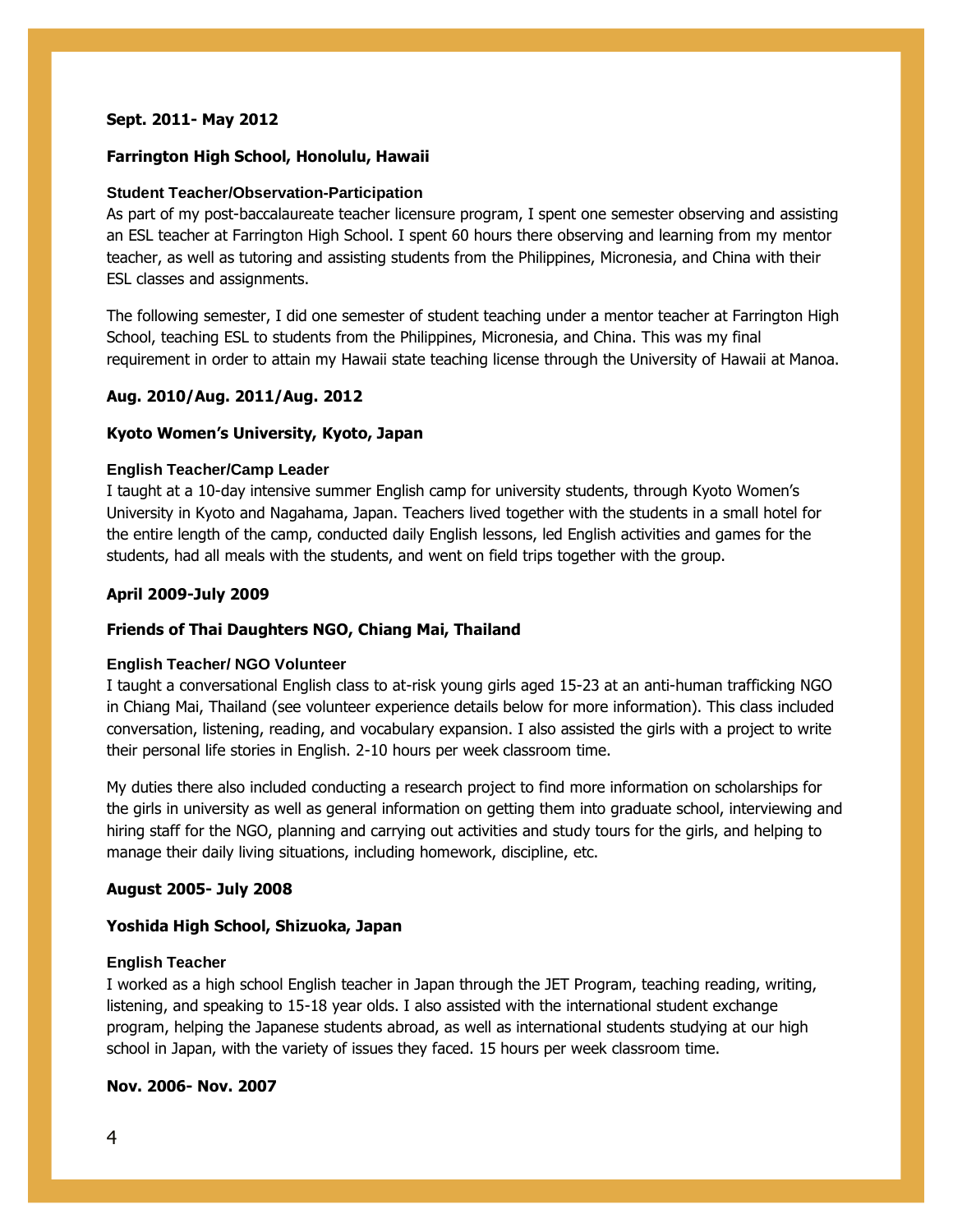**Sept. 2011- May 2012**

**Farrington High School, Honolulu, Hawaii**

**Student Teacher/Observation-Participation**

As part of my post-baccalaureate teacher licensure program, I spent one semester observing and assisting an ESL teacher at Farrington High School. I spent 60 hours there observing and learning from my mentor teacher, as well as tutoring and assisting students from the Philippines, Micronesia, and China with their ESL classes and assignments.

The following semester, I did one semester of student teaching under a mentor teacher at Farrington High School, teaching ESL to students from the Philippines, Micronesia, and China. This was my final requirement in order to attain my Hawaii state teaching license through the University of Hawaii at Manoa.

**Aug. 2010/Aug. 2011/Aug. 2012**

**Kyoto Women's University, Kyoto, Japan**

**English Teacher/Camp Leader**

I taught at a 10-day intensive summer English camp for university students, through Kyoto Women's University in Kyoto and Nagahama, Japan. Teachers lived together with the students in a small hotel for the entire length of the camp, conducted daily English lessons, led English activities and games for the students, had all meals with the students, and went on field trips together with the group.

**April 2009-July 2009**

**Friends of Thai Daughters NGO, Chiang Mai, Thailand**

**English Teacher/ NGO Volunteer**

I taught a conversational English class to at-risk young girls aged 15-23 at an anti-human trafficking NGO in Chiang Mai, Thailand (see volunteer experience details below for more information). This class included conversation, listening, reading, and vocabulary expansion. I also assisted the girls with a project to write their personal life stories in English. 2-10 hours per week classroom time.

My duties there also included conducting a research project to find more information on scholarships for the girls in university as well as general information on getting them into graduate school, interviewing and hiring staff for the NGO, planning and carrying out activities and study tours for the girls, and helping to manage their daily living situations, including homework, discipline, etc.

**August 2005- July 2008**

**Yoshida High School, Shizuoka, Japan**

**English Teacher**

I worked as a high school English teacher in Japan through the JET Program, teaching reading, writing, listening, and speaking to 15-18 year olds. I also assisted with the international student exchange program, helping the Japanese students abroad, as well as international students studying at our high school in Japan, with the variety of issues they faced. 15 hours per week classroom time.

**Nov. 2006- Nov. 2007**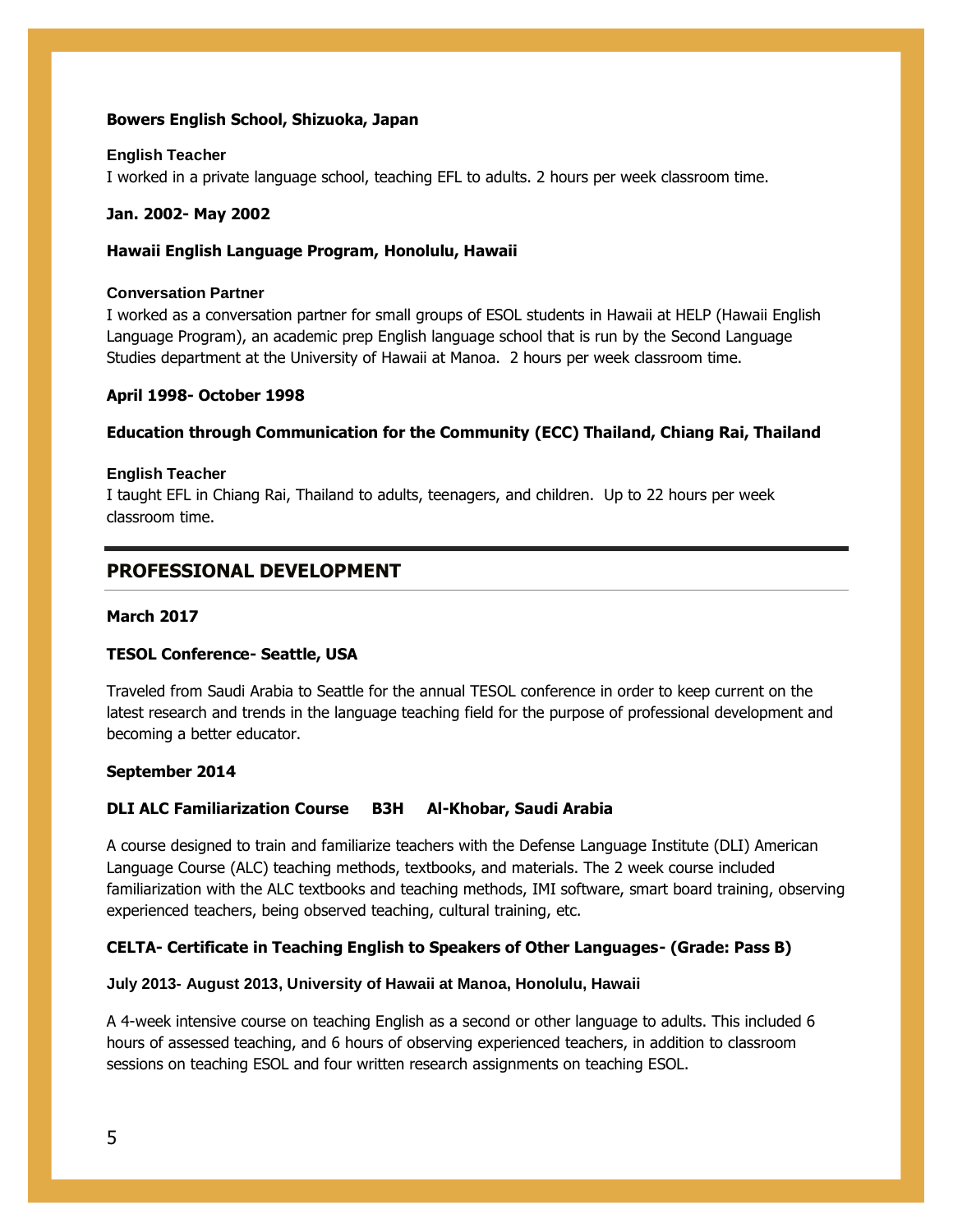**Bowers English School, Shizuoka, Japan**

**English Teacher**
I worked in a private language school, teaching EFL to adults. 2 hours per week classroom time.

**Jan. 2002- May 2002**

**Hawaii English Language Program, Honolulu, Hawaii**

**Conversation Partner**
I worked as a conversation partner for small groups of ESOL students in Hawaii at HELP (Hawaii English Language Program), an academic prep English language school that is run by the Second Language Studies department at the University of Hawaii at Manoa. 2 hours per week classroom time.

**April 1998- October 1998**

**Education through Communication for the Community (ECC) Thailand, Chiang Rai, Thailand**

**English Teacher**
I taught EFL in Chiang Rai, Thailand to adults, teenagers, and children. Up to 22 hours per week classroom time.

## PROFESSIONAL DEVELOPMENT

**March 2017**

**TESOL Conference- Seattle, USA**

Traveled from Saudi Arabia to Seattle for the annual TESOL conference in order to keep current on the latest research and trends in the language teaching field for the purpose of professional development and becoming a better educator.

**September 2014**

**DLI ALC Familiarization Course B3H Al-Khobar, Saudi Arabia**

A course designed to train and familiarize teachers with the Defense Language Institute (DLI) American Language Course (ALC) teaching methods, textbooks, and materials. The 2 week course included familiarization with the ALC textbooks and teaching methods, IMI software, smart board training, observing experienced teachers, being observed teaching, cultural training, etc.

**CELTA- Certificate in Teaching English to Speakers of Other Languages- (Grade: Pass B)**

**July 2013- August 2013, University of Hawaii at Manoa, Honolulu, Hawaii**

A 4-week intensive course on teaching English as a second or other language to adults. This included 6 hours of assessed teaching, and 6 hours of observing experienced teachers, in addition to classroom sessions on teaching ESOL and four written research assignments on teaching ESOL.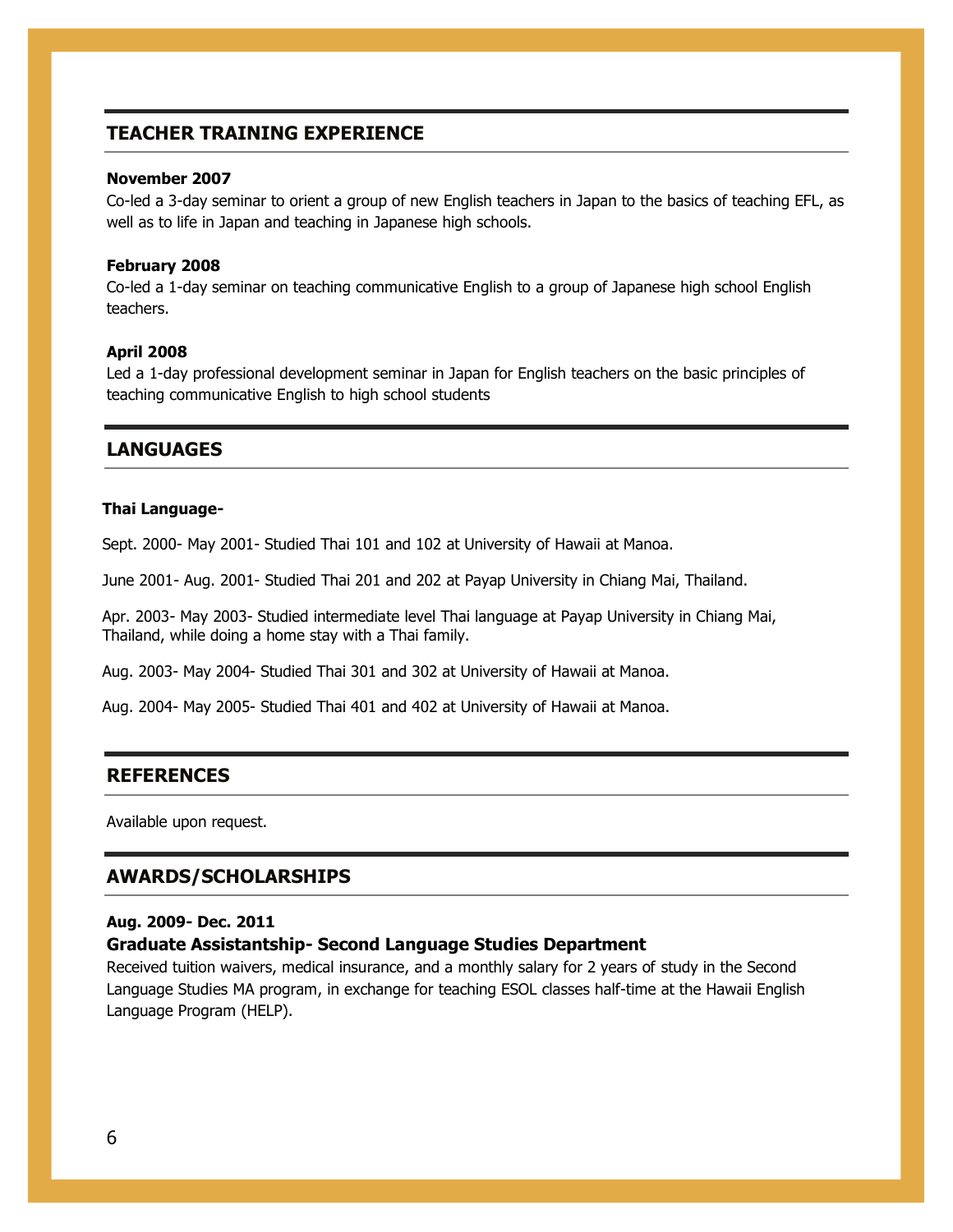## TEACHER TRAINING EXPERIENCE

**November 2007**

Co-led a 3-day seminar to orient a group of new English teachers in Japan to the basics of teaching EFL, as well as to life in Japan and teaching in Japanese high schools.

**February 2008**

Co-led a 1-day seminar on teaching communicative English to a group of Japanese high school English teachers.

**April 2008**

Led a 1-day professional development seminar in Japan for English teachers on the basic principles of teaching communicative English to high school students

## LANGUAGES

**Thai Language-**

Sept. 2000- May 2001- Studied Thai 101 and 102 at University of Hawaii at Manoa.

June 2001- Aug. 2001- Studied Thai 201 and 202 at Payap University in Chiang Mai, Thailand.

Apr. 2003- May 2003- Studied intermediate level Thai language at Payap University in Chiang Mai, Thailand, while doing a home stay with a Thai family.

Aug. 2003- May 2004- Studied Thai 301 and 302 at University of Hawaii at Manoa.

Aug. 2004- May 2005- Studied Thai 401 and 402 at University of Hawaii at Manoa.

## REFERENCES

Available upon request.

## AWARDS/SCHOLARSHIPS

**Aug. 2009- Dec. 2011**

**Graduate Assistantship- Second Language Studies Department**

Received tuition waivers, medical insurance, and a monthly salary for 2 years of study in the Second Language Studies MA program, in exchange for teaching ESOL classes half-time at the Hawaii English Language Program (HELP).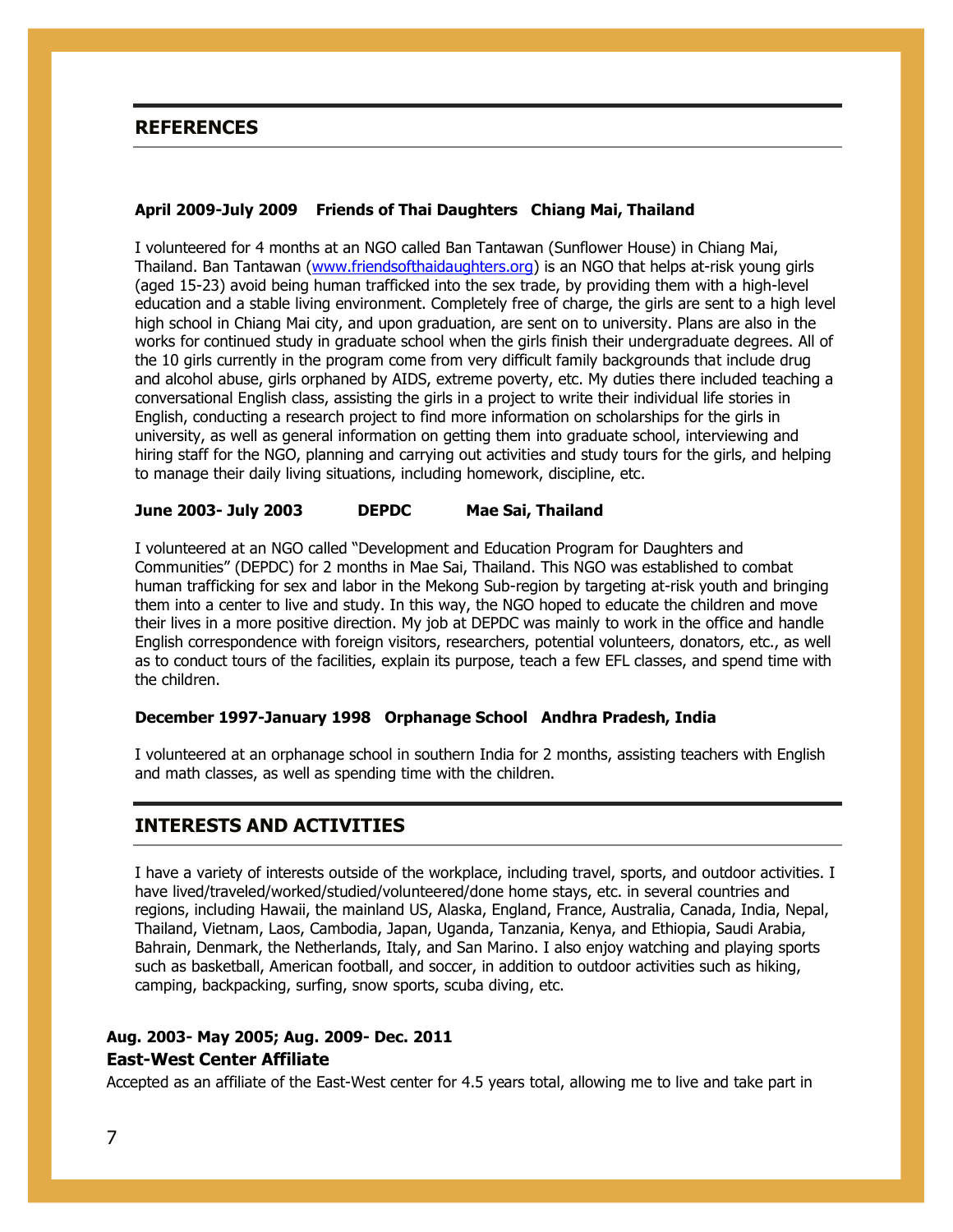## REFERENCES

**April 2009-July 2009 Friends of Thai Daughters Chiang Mai, Thailand**

I volunteered for 4 months at an NGO called Ban Tantawan (Sunflower House) in Chiang Mai, Thailand. Ban Tantawan (www.friendsofthaidaughters.org) is an NGO that helps at-risk young girls (aged 15-23) avoid being human trafficked into the sex trade, by providing them with a high-level education and a stable living environment. Completely free of charge, the girls are sent to a high level high school in Chiang Mai city, and upon graduation, are sent on to university. Plans are also in the works for continued study in graduate school when the girls finish their undergraduate degrees. All of the 10 girls currently in the program come from very difficult family backgrounds that include drug and alcohol abuse, girls orphaned by AIDS, extreme poverty, etc. My duties there included teaching a conversational English class, assisting the girls in a project to write their individual life stories in English, conducting a research project to find more information on scholarships for the girls in university, as well as general information on getting them into graduate school, interviewing and hiring staff for the NGO, planning and carrying out activities and study tours for the girls, and helping to manage their daily living situations, including homework, discipline, etc.

**June 2003- July 2003 DEPDC Mae Sai, Thailand**

I volunteered at an NGO called "Development and Education Program for Daughters and Communities" (DEPDC) for 2 months in Mae Sai, Thailand. This NGO was established to combat human trafficking for sex and labor in the Mekong Sub-region by targeting at-risk youth and bringing them into a center to live and study. In this way, the NGO hoped to educate the children and move their lives in a more positive direction. My job at DEPDC was mainly to work in the office and handle English correspondence with foreign visitors, researchers, potential volunteers, donators, etc., as well as to conduct tours of the facilities, explain its purpose, teach a few EFL classes, and spend time with the children.

**December 1997-January 1998 Orphanage School Andhra Pradesh, India**

I volunteered at an orphanage school in southern India for 2 months, assisting teachers with English and math classes, as well as spending time with the children.

## INTERESTS AND ACTIVITIES

I have a variety of interests outside of the workplace, including travel, sports, and outdoor activities. I have lived/traveled/worked/studied/volunteered/done home stays, etc. in several countries and regions, including Hawaii, the mainland US, Alaska, England, France, Australia, Canada, India, Nepal, Thailand, Vietnam, Laos, Cambodia, Japan, Uganda, Tanzania, Kenya, and Ethiopia, Saudi Arabia, Bahrain, Denmark, the Netherlands, Italy, and San Marino. I also enjoy watching and playing sports such as basketball, American football, and soccer, in addition to outdoor activities such as hiking, camping, backpacking, surfing, snow sports, scuba diving, etc.

**Aug. 2003- May 2005; Aug. 2009- Dec. 2011**

**East-West Center Affiliate**

Accepted as an affiliate of the East-West center for 4.5 years total, allowing me to live and take part in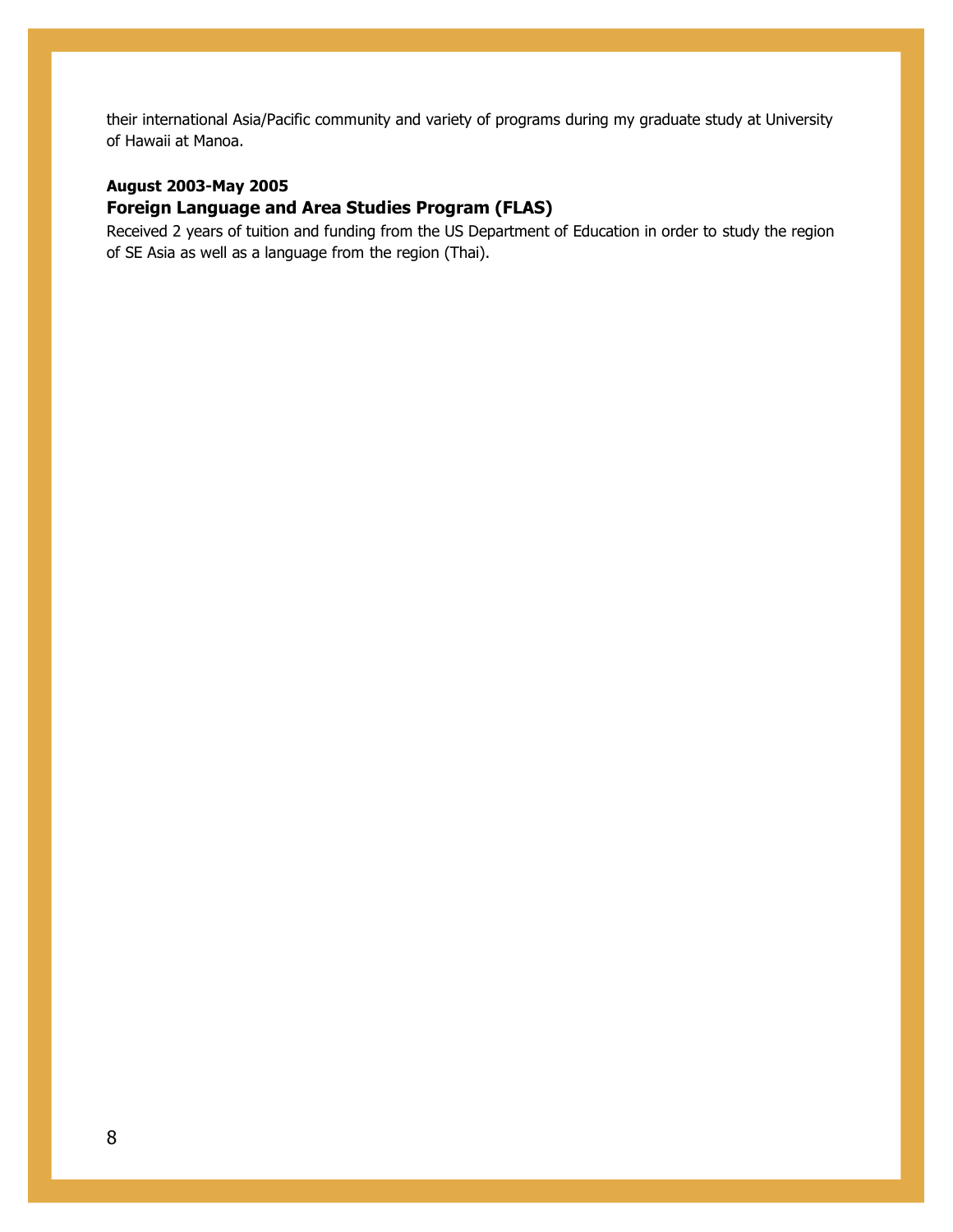their international Asia/Pacific community and variety of programs during my graduate study at University of Hawaii at Manoa.

**August 2003-May 2005**

### Foreign Language and Area Studies Program (FLAS)

Received 2 years of tuition and funding from the US Department of Education in order to study the region of SE Asia as well as a language from the region (Thai).